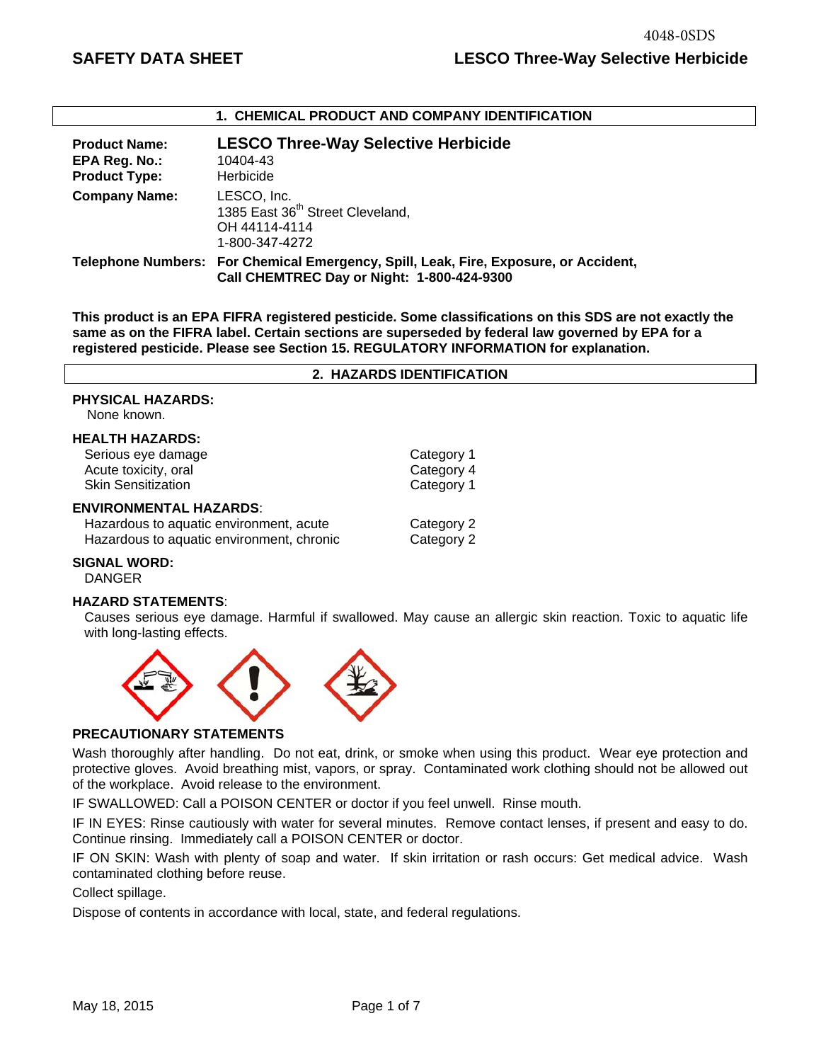4048-0SDS

# SAFETY DATA SHEET — LESCO Three-Way Selective Herbicide

## 1. CHEMICAL PRODUCT AND COMPANY IDENTIFICATION

| | |
|---|---|
| **Product Name:** | **LESCO Three-Way Selective Herbicide** |
| **EPA Reg. No.:** | 10404-43 |
| **Product Type:** | Herbicide |
| **Company Name:** | LESCO, Inc.<br>1385 East 36th Street Cleveland,<br>OH 44114-4114<br>1-800-347-4272 |
| **Telephone Numbers:** | **For Chemical Emergency, Spill, Leak, Fire, Exposure, or Accident, Call CHEMTREC Day or Night: 1-800-424-9300** |

**This product is an EPA FIFRA registered pesticide. Some classifications on this SDS are not exactly the same as on the FIFRA label. Certain sections are superseded by federal law governed by EPA for a registered pesticide. Please see Section 15. REGULATORY INFORMATION for explanation.**

## 2. HAZARDS IDENTIFICATION

**PHYSICAL HAZARDS:**

None known.

**HEALTH HAZARDS:**

| | |
|---|---|
| Serious eye damage | Category 1 |
| Acute toxicity, oral | Category 4 |
| Skin Sensitization | Category 1 |

**ENVIRONMENTAL HAZARDS**:

| | |
|---|---|
| Hazardous to aquatic environment, acute | Category 2 |
| Hazardous to aquatic environment, chronic | Category 2 |

**SIGNAL WORD:**

DANGER

**HAZARD STATEMENTS**:

Causes serious eye damage. Harmful if swallowed. May cause an allergic skin reaction. Toxic to aquatic life with long-lasting effects.

**PRECAUTIONARY STATEMENTS**

Wash thoroughly after handling. Do not eat, drink, or smoke when using this product. Wear eye protection and protective gloves. Avoid breathing mist, vapors, or spray. Contaminated work clothing should not be allowed out of the workplace. Avoid release to the environment.

IF SWALLOWED: Call a POISON CENTER or doctor if you feel unwell. Rinse mouth.

IF IN EYES: Rinse cautiously with water for several minutes. Remove contact lenses, if present and easy to do. Continue rinsing. Immediately call a POISON CENTER or doctor.

IF ON SKIN: Wash with plenty of soap and water. If skin irritation or rash occurs: Get medical advice. Wash contaminated clothing before reuse.

Collect spillage.

Dispose of contents in accordance with local, state, and federal regulations.

May 18, 2015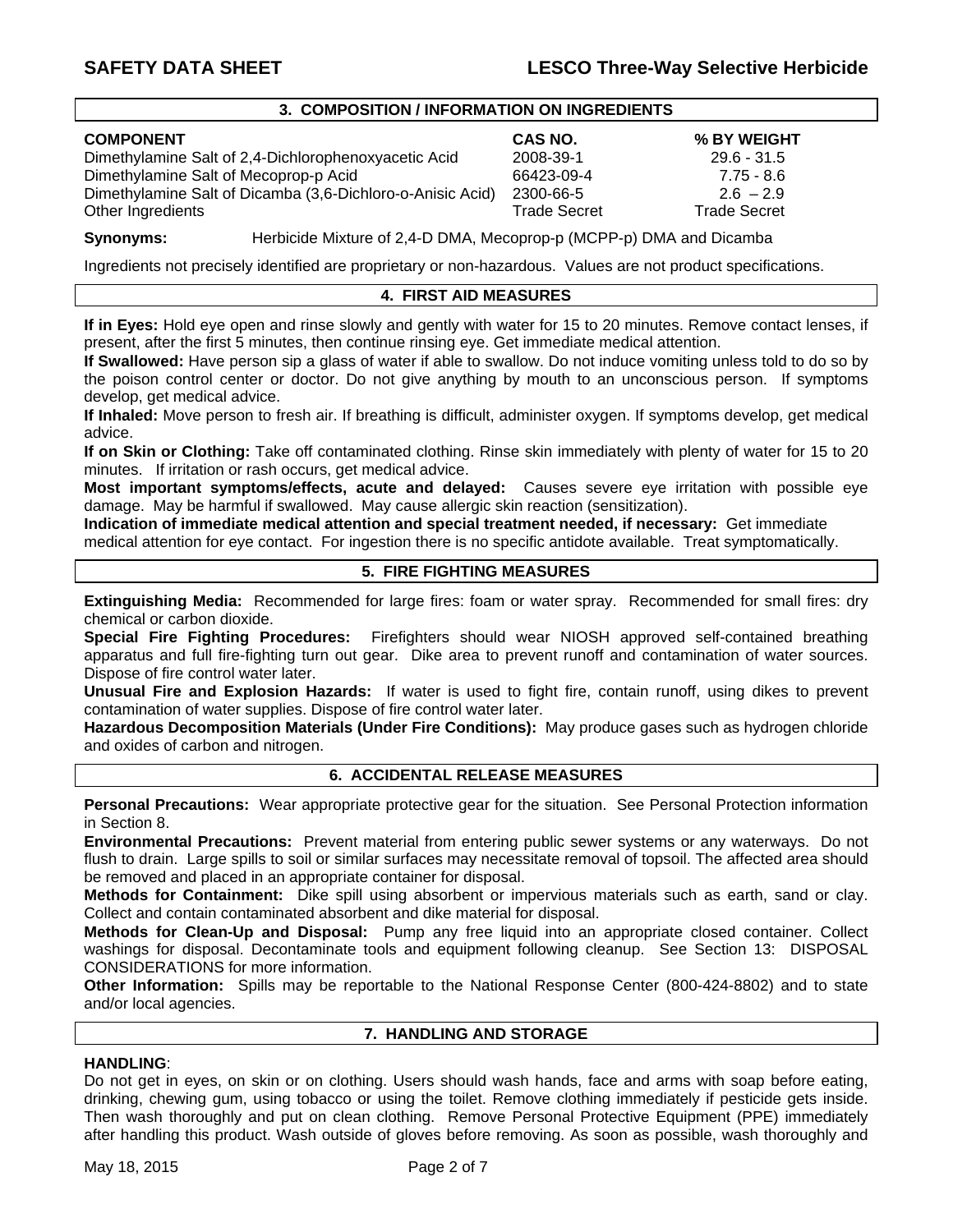## 3. COMPOSITION / INFORMATION ON INGREDIENTS

| COMPONENT | CAS NO. | % BY WEIGHT |
|---|---|---|
| Dimethylamine Salt of 2,4-Dichlorophenoxyacetic Acid | 2008-39-1 | 29.6 - 31.5 |
| Dimethylamine Salt of Mecoprop-p Acid | 66423-09-4 | 7.75 - 8.6 |
| Dimethylamine Salt of Dicamba (3,6-Dichloro-o-Anisic Acid) | 2300-66-5 | 2.6 – 2.9 |
| Other Ingredients | Trade Secret | Trade Secret |

**Synonyms:** Herbicide Mixture of 2,4-D DMA, Mecoprop-p (MCPP-p) DMA and Dicamba

Ingredients not precisely identified are proprietary or non-hazardous. Values are not product specifications.

## 4. FIRST AID MEASURES

**If in Eyes:** Hold eye open and rinse slowly and gently with water for 15 to 20 minutes. Remove contact lenses, if present, after the first 5 minutes, then continue rinsing eye. Get immediate medical attention.

**If Swallowed:** Have person sip a glass of water if able to swallow. Do not induce vomiting unless told to do so by the poison control center or doctor. Do not give anything by mouth to an unconscious person. If symptoms develop, get medical advice.

**If Inhaled:** Move person to fresh air. If breathing is difficult, administer oxygen. If symptoms develop, get medical advice.

**If on Skin or Clothing:** Take off contaminated clothing. Rinse skin immediately with plenty of water for 15 to 20 minutes. If irritation or rash occurs, get medical advice.

**Most important symptoms/effects, acute and delayed:** Causes severe eye irritation with possible eye damage. May be harmful if swallowed. May cause allergic skin reaction (sensitization).

**Indication of immediate medical attention and special treatment needed, if necessary:** Get immediate medical attention for eye contact. For ingestion there is no specific antidote available. Treat symptomatically.

## 5. FIRE FIGHTING MEASURES

**Extinguishing Media:** Recommended for large fires: foam or water spray. Recommended for small fires: dry chemical or carbon dioxide.

**Special Fire Fighting Procedures:** Firefighters should wear NIOSH approved self-contained breathing apparatus and full fire-fighting turn out gear. Dike area to prevent runoff and contamination of water sources. Dispose of fire control water later.

**Unusual Fire and Explosion Hazards:** If water is used to fight fire, contain runoff, using dikes to prevent contamination of water supplies. Dispose of fire control water later.

**Hazardous Decomposition Materials (Under Fire Conditions):** May produce gases such as hydrogen chloride and oxides of carbon and nitrogen.

## 6. ACCIDENTAL RELEASE MEASURES

**Personal Precautions:** Wear appropriate protective gear for the situation. See Personal Protection information in Section 8.

**Environmental Precautions:** Prevent material from entering public sewer systems or any waterways. Do not flush to drain. Large spills to soil or similar surfaces may necessitate removal of topsoil. The affected area should be removed and placed in an appropriate container for disposal.

**Methods for Containment:** Dike spill using absorbent or impervious materials such as earth, sand or clay. Collect and contain contaminated absorbent and dike material for disposal.

**Methods for Clean-Up and Disposal:** Pump any free liquid into an appropriate closed container. Collect washings for disposal. Decontaminate tools and equipment following cleanup. See Section 13: DISPOSAL CONSIDERATIONS for more information.

**Other Information:** Spills may be reportable to the National Response Center (800-424-8802) and to state and/or local agencies.

## 7. HANDLING AND STORAGE

**HANDLING**:

Do not get in eyes, on skin or on clothing. Users should wash hands, face and arms with soap before eating, drinking, chewing gum, using tobacco or using the toilet. Remove clothing immediately if pesticide gets inside. Then wash thoroughly and put on clean clothing. Remove Personal Protective Equipment (PPE) immediately after handling this product. Wash outside of gloves before removing. As soon as possible, wash thoroughly and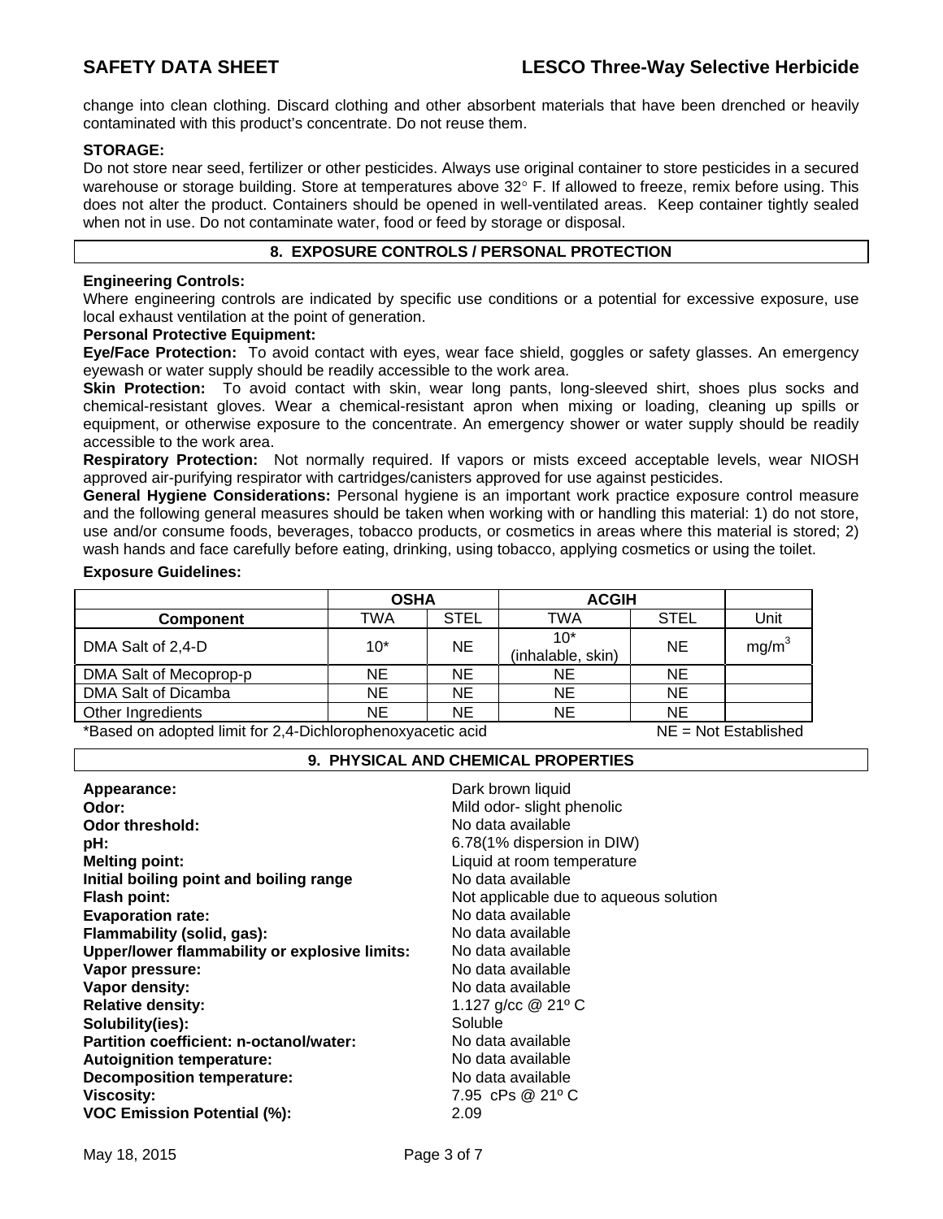change into clean clothing. Discard clothing and other absorbent materials that have been drenched or heavily contaminated with this product's concentrate. Do not reuse them.

**STORAGE:**

Do not store near seed, fertilizer or other pesticides. Always use original container to store pesticides in a secured warehouse or storage building. Store at temperatures above 32° F. If allowed to freeze, remix before using. This does not alter the product. Containers should be opened in well-ventilated areas. Keep container tightly sealed when not in use. Do not contaminate water, food or feed by storage or disposal.

## 8. EXPOSURE CONTROLS / PERSONAL PROTECTION

**Engineering Controls:**

Where engineering controls are indicated by specific use conditions or a potential for excessive exposure, use local exhaust ventilation at the point of generation.

**Personal Protective Equipment:**

**Eye/Face Protection:** To avoid contact with eyes, wear face shield, goggles or safety glasses. An emergency eyewash or water supply should be readily accessible to the work area.

**Skin Protection:** To avoid contact with skin, wear long pants, long-sleeved shirt, shoes plus socks and chemical-resistant gloves. Wear a chemical-resistant apron when mixing or loading, cleaning up spills or equipment, or otherwise exposure to the concentrate. An emergency shower or water supply should be readily accessible to the work area.

**Respiratory Protection:** Not normally required. If vapors or mists exceed acceptable levels, wear NIOSH approved air-purifying respirator with cartridges/canisters approved for use against pesticides.

**General Hygiene Considerations:** Personal hygiene is an important work practice exposure control measure and the following general measures should be taken when working with or handling this material: 1) do not store, use and/or consume foods, beverages, tobacco products, or cosmetics in areas where this material is stored; 2) wash hands and face carefully before eating, drinking, using tobacco, applying cosmetics or using the toilet.

**Exposure Guidelines:**

| | OSHA | | ACGIH | | |
|---|---|---|---|---|---|
| **Component** | TWA | STEL | TWA | STEL | Unit |
| DMA Salt of 2,4-D | 10* | NE | 10* (inhalable, skin) | NE | $mg/m^3$ |
| DMA Salt of Mecoprop-p | NE | NE | NE | NE | |
| DMA Salt of Dicamba | NE | NE | NE | NE | |
| Other Ingredients | NE | NE | NE | NE | |

*Based on adopted limit for 2,4-Dichlorophenoxyacetic acid NE = Not Established

## 9. PHYSICAL AND CHEMICAL PROPERTIES

| | |
|---|---|
| **Appearance:** | Dark brown liquid |
| **Odor:** | Mild odor- slight phenolic |
| **Odor threshold:** | No data available |
| **pH:** | 6.78(1% dispersion in DIW) |
| **Melting point:** | Liquid at room temperature |
| **Initial boiling point and boiling range** | No data available |
| **Flash point:** | Not applicable due to aqueous solution |
| **Evaporation rate:** | No data available |
| **Flammability (solid, gas):** | No data available |
| **Upper/lower flammability or explosive limits:** | No data available |
| **Vapor pressure:** | No data available |
| **Vapor density:** | No data available |
| **Relative density:** | 1.127 g/cc @ 21º C |
| **Solubility(ies):** | Soluble |
| **Partition coefficient: n-octanol/water:** | No data available |
| **Autoignition temperature:** | No data available |
| **Decomposition temperature:** | No data available |
| **Viscosity:** | 7.95 cPs @ 21º C |
| **VOC Emission Potential (%):** | 2.09 |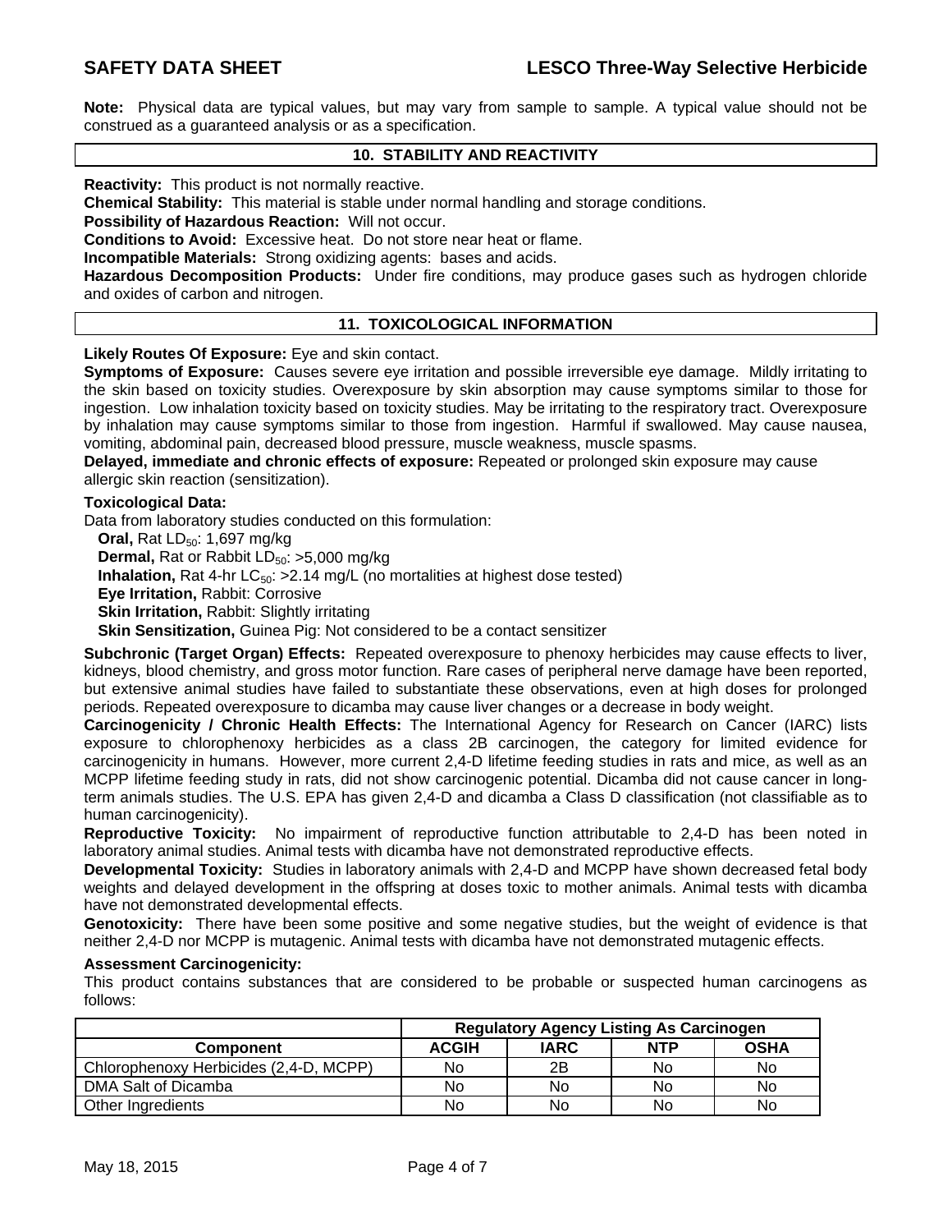**Note:** Physical data are typical values, but may vary from sample to sample. A typical value should not be construed as a guaranteed analysis or as a specification.

## 10. STABILITY AND REACTIVITY

**Reactivity:** This product is not normally reactive.

**Chemical Stability:** This material is stable under normal handling and storage conditions.

**Possibility of Hazardous Reaction:** Will not occur.

**Conditions to Avoid:** Excessive heat. Do not store near heat or flame.

**Incompatible Materials:** Strong oxidizing agents: bases and acids.

**Hazardous Decomposition Products:** Under fire conditions, may produce gases such as hydrogen chloride and oxides of carbon and nitrogen.

## 11. TOXICOLOGICAL INFORMATION

**Likely Routes Of Exposure:** Eye and skin contact.

**Symptoms of Exposure:** Causes severe eye irritation and possible irreversible eye damage. Mildly irritating to the skin based on toxicity studies. Overexposure by skin absorption may cause symptoms similar to those for ingestion. Low inhalation toxicity based on toxicity studies. May be irritating to the respiratory tract. Overexposure by inhalation may cause symptoms similar to those from ingestion. Harmful if swallowed. May cause nausea, vomiting, abdominal pain, decreased blood pressure, muscle weakness, muscle spasms.

**Delayed, immediate and chronic effects of exposure:** Repeated or prolonged skin exposure may cause allergic skin reaction (sensitization).

**Toxicological Data:**

Data from laboratory studies conducted on this formulation:

- **Oral,** Rat $LD_{50}$: 1,697 mg/kg
- **Dermal,** Rat or Rabbit $LD_{50}$: >5,000 mg/kg
- **Inhalation,** Rat 4-hr $LC_{50}$: >2.14 mg/L (no mortalities at highest dose tested)
- **Eye Irritation,** Rabbit: Corrosive
- **Skin Irritation,** Rabbit: Slightly irritating
- **Skin Sensitization,** Guinea Pig: Not considered to be a contact sensitizer

**Subchronic (Target Organ) Effects:** Repeated overexposure to phenoxy herbicides may cause effects to liver, kidneys, blood chemistry, and gross motor function. Rare cases of peripheral nerve damage have been reported, but extensive animal studies have failed to substantiate these observations, even at high doses for prolonged periods. Repeated overexposure to dicamba may cause liver changes or a decrease in body weight.

**Carcinogenicity / Chronic Health Effects:** The International Agency for Research on Cancer (IARC) lists exposure to chlorophenoxy herbicides as a class 2B carcinogen, the category for limited evidence for carcinogenicity in humans. However, more current 2,4-D lifetime feeding studies in rats and mice, as well as an MCPP lifetime feeding study in rats, did not show carcinogenic potential. Dicamba did not cause cancer in long-term animals studies. The U.S. EPA has given 2,4-D and dicamba a Class D classification (not classifiable as to human carcinogenicity).

**Reproductive Toxicity:** No impairment of reproductive function attributable to 2,4-D has been noted in laboratory animal studies. Animal tests with dicamba have not demonstrated reproductive effects.

**Developmental Toxicity:** Studies in laboratory animals with 2,4-D and MCPP have shown decreased fetal body weights and delayed development in the offspring at doses toxic to mother animals. Animal tests with dicamba have not demonstrated developmental effects.

**Genotoxicity:** There have been some positive and some negative studies, but the weight of evidence is that neither 2,4-D nor MCPP is mutagenic. Animal tests with dicamba have not demonstrated mutagenic effects.

**Assessment Carcinogenicity:**

This product contains substances that are considered to be probable or suspected human carcinogens as follows:

| | Regulatory Agency Listing As Carcinogen | | | |
|---|---|---|---|---|
| **Component** | **ACGIH** | **IARC** | **NTP** | **OSHA** |
| Chlorophenoxy Herbicides (2,4-D, MCPP) | No | 2B | No | No |
| DMA Salt of Dicamba | No | No | No | No |
| Other Ingredients | No | No | No | No |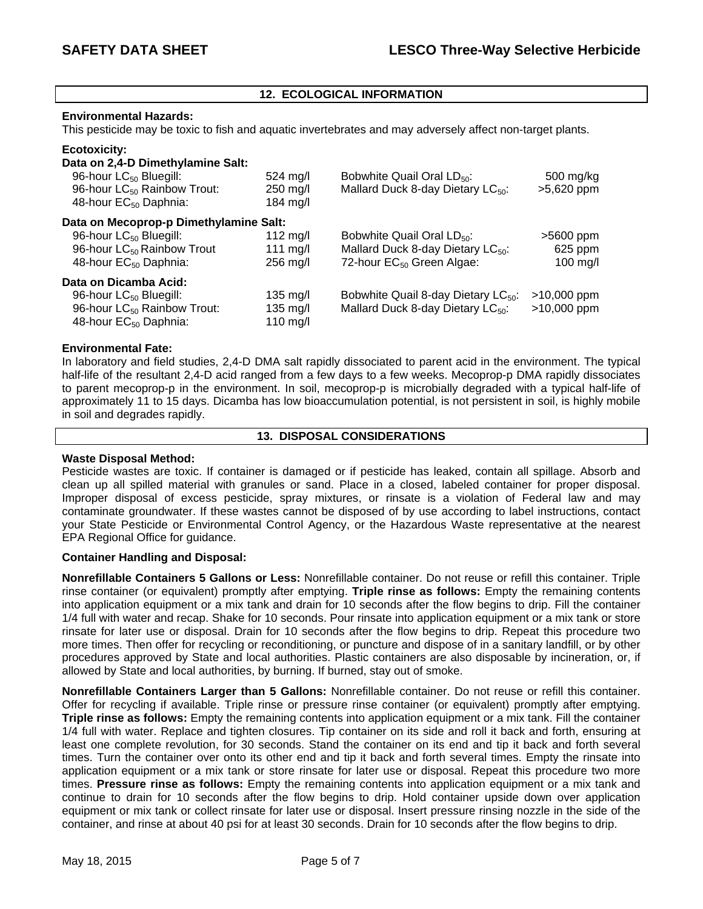## 12. ECOLOGICAL INFORMATION

**Environmental Hazards:**
This pesticide may be toxic to fish and aquatic invertebrates and may adversely affect non-target plants.

**Ecotoxicity:**

**Data on 2,4-D Dimethylamine Salt:**

| | | | |
|---|---|---|---|
| 96-hour $LC_{50}$ Bluegill: | 524 mg/l | Bobwhite Quail Oral $LD_{50}$: | 500 mg/kg |
| 96-hour $LC_{50}$ Rainbow Trout: | 250 mg/l | Mallard Duck 8-day Dietary $LC_{50}$: | >5,620 ppm |
| 48-hour $EC_{50}$ Daphnia: | 184 mg/l | | |

**Data on Mecoprop-p Dimethylamine Salt:**

| | | | |
|---|---|---|---|
| 96-hour $LC_{50}$ Bluegill: | 112 mg/l | Bobwhite Quail Oral $LD_{50}$: | >5600 ppm |
| 96-hour $LC_{50}$ Rainbow Trout | 111 mg/l | Mallard Duck 8-day Dietary $LC_{50}$: | 625 ppm |
| 48-hour $EC_{50}$ Daphnia: | 256 mg/l | 72-hour $EC_{50}$ Green Algae: | 100 mg/l |

**Data on Dicamba Acid:**

| | | | |
|---|---|---|---|
| 96-hour $LC_{50}$ Bluegill: | 135 mg/l | Bobwhite Quail 8-day Dietary $LC_{50}$: | >10,000 ppm |
| 96-hour $LC_{50}$ Rainbow Trout: | 135 mg/l | Mallard Duck 8-day Dietary $LC_{50}$: | >10,000 ppm |
| 48-hour $EC_{50}$ Daphnia: | 110 mg/l | | |

**Environmental Fate:**
In laboratory and field studies, 2,4-D DMA salt rapidly dissociated to parent acid in the environment. The typical half-life of the resultant 2,4-D acid ranged from a few days to a few weeks. Mecoprop-p DMA rapidly dissociates to parent mecoprop-p in the environment. In soil, mecoprop-p is microbially degraded with a typical half-life of approximately 11 to 15 days. Dicamba has low bioaccumulation potential, is not persistent in soil, is highly mobile in soil and degrades rapidly.

## 13. DISPOSAL CONSIDERATIONS

**Waste Disposal Method:**
Pesticide wastes are toxic. If container is damaged or if pesticide has leaked, contain all spillage. Absorb and clean up all spilled material with granules or sand. Place in a closed, labeled container for proper disposal. Improper disposal of excess pesticide, spray mixtures, or rinsate is a violation of Federal law and may contaminate groundwater. If these wastes cannot be disposed of by use according to label instructions, contact your State Pesticide or Environmental Control Agency, or the Hazardous Waste representative at the nearest EPA Regional Office for guidance.

**Container Handling and Disposal:**

**Nonrefillable Containers 5 Gallons or Less:** Nonrefillable container. Do not reuse or refill this container. Triple rinse container (or equivalent) promptly after emptying. **Triple rinse as follows:** Empty the remaining contents into application equipment or a mix tank and drain for 10 seconds after the flow begins to drip. Fill the container 1/4 full with water and recap. Shake for 10 seconds. Pour rinsate into application equipment or a mix tank or store rinsate for later use or disposal. Drain for 10 seconds after the flow begins to drip. Repeat this procedure two more times. Then offer for recycling or reconditioning, or puncture and dispose of in a sanitary landfill, or by other procedures approved by State and local authorities. Plastic containers are also disposable by incineration, or, if allowed by State and local authorities, by burning. If burned, stay out of smoke.

**Nonrefillable Containers Larger than 5 Gallons:** Nonrefillable container. Do not reuse or refill this container. Offer for recycling if available. Triple rinse or pressure rinse container (or equivalent) promptly after emptying. **Triple rinse as follows:** Empty the remaining contents into application equipment or a mix tank. Fill the container 1/4 full with water. Replace and tighten closures. Tip container on its side and roll it back and forth, ensuring at least one complete revolution, for 30 seconds. Stand the container on its end and tip it back and forth several times. Turn the container over onto its other end and tip it back and forth several times. Empty the rinsate into application equipment or a mix tank or store rinsate for later use or disposal. Repeat this procedure two more times. **Pressure rinse as follows:** Empty the remaining contents into application equipment or a mix tank and continue to drain for 10 seconds after the flow begins to drip. Hold container upside down over application equipment or mix tank or collect rinsate for later use or disposal. Insert pressure rinsing nozzle in the side of the container, and rinse at about 40 psi for at least 30 seconds. Drain for 10 seconds after the flow begins to drip.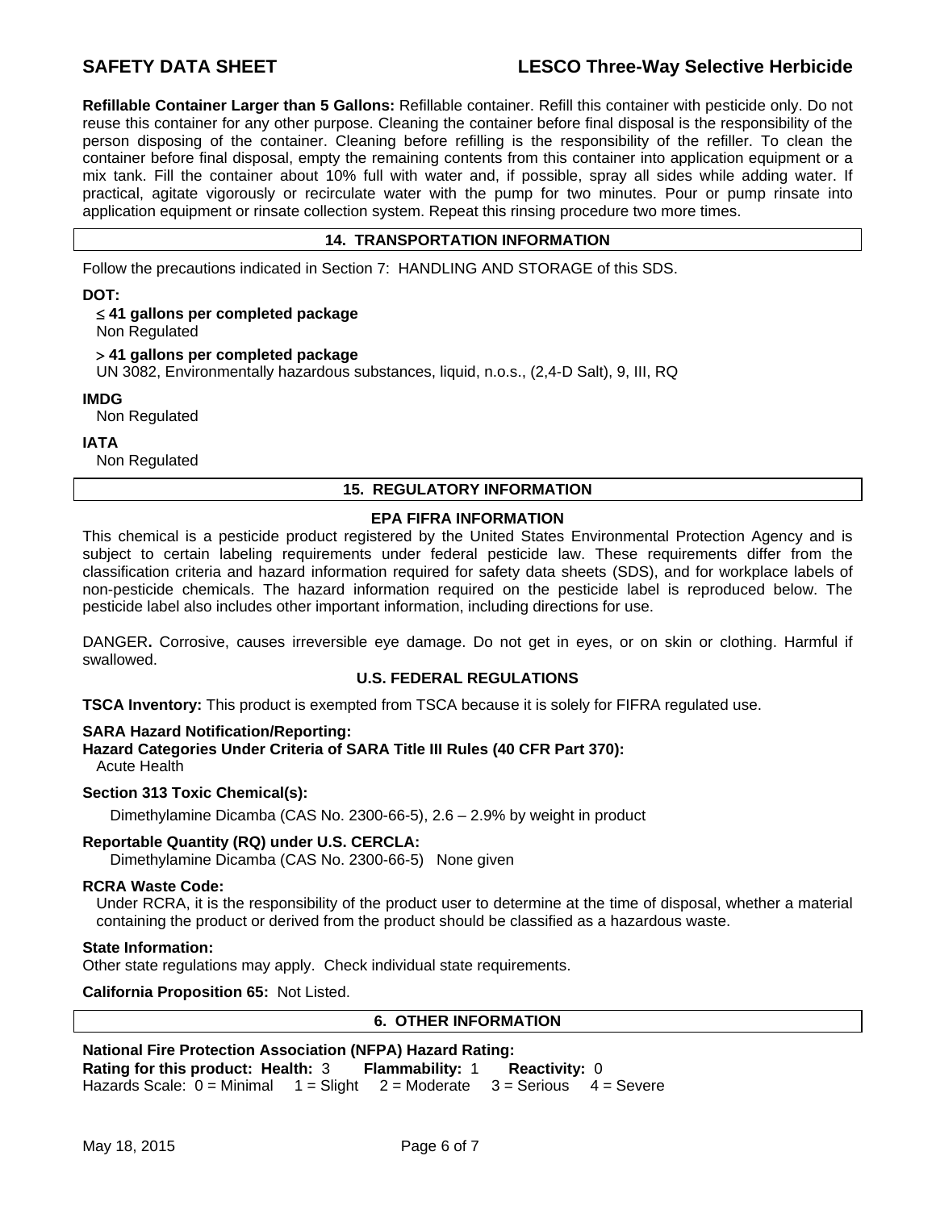**Refillable Container Larger than 5 Gallons:** Refillable container. Refill this container with pesticide only. Do not reuse this container for any other purpose. Cleaning the container before final disposal is the responsibility of the person disposing of the container. Cleaning before refilling is the responsibility of the refiller. To clean the container before final disposal, empty the remaining contents from this container into application equipment or a mix tank. Fill the container about 10% full with water and, if possible, spray all sides while adding water. If practical, agitate vigorously or recirculate water with the pump for two minutes. Pour or pump rinsate into application equipment or rinsate collection system. Repeat this rinsing procedure two more times.

## 14. TRANSPORTATION INFORMATION

Follow the precautions indicated in Section 7: HANDLING AND STORAGE of this SDS.

**DOT:**

**≤ 41 gallons per completed package**
Non Regulated

**> 41 gallons per completed package**
UN 3082, Environmentally hazardous substances, liquid, n.o.s., (2,4-D Salt), 9, III, RQ

**IMDG**
Non Regulated

**IATA**
Non Regulated

## 15. REGULATORY INFORMATION

### EPA FIFRA INFORMATION

This chemical is a pesticide product registered by the United States Environmental Protection Agency and is subject to certain labeling requirements under federal pesticide law. These requirements differ from the classification criteria and hazard information required for safety data sheets (SDS), and for workplace labels of non-pesticide chemicals. The hazard information required on the pesticide label is reproduced below. The pesticide label also includes other important information, including directions for use.

DANGER**.** Corrosive, causes irreversible eye damage. Do not get in eyes, or on skin or clothing. Harmful if swallowed.

### U.S. FEDERAL REGULATIONS

**TSCA Inventory:** This product is exempted from TSCA because it is solely for FIFRA regulated use.

**SARA Hazard Notification/Reporting:**
**Hazard Categories Under Criteria of SARA Title III Rules (40 CFR Part 370):**
Acute Health

**Section 313 Toxic Chemical(s):**
Dimethylamine Dicamba (CAS No. 2300-66-5), 2.6 – 2.9% by weight in product

**Reportable Quantity (RQ) under U.S. CERCLA:**
Dimethylamine Dicamba (CAS No. 2300-66-5) None given

**RCRA Waste Code:**
Under RCRA, it is the responsibility of the product user to determine at the time of disposal, whether a material containing the product or derived from the product should be classified as a hazardous waste.

**State Information:**
Other state regulations may apply. Check individual state requirements.

**California Proposition 65:** Not Listed.

## 6. OTHER INFORMATION

**National Fire Protection Association (NFPA) Hazard Rating:**
**Rating for this product: Health:** 3 **Flammability:** 1 **Reactivity:** 0
Hazards Scale: 0 = Minimal 1 = Slight 2 = Moderate 3 = Serious 4 = Severe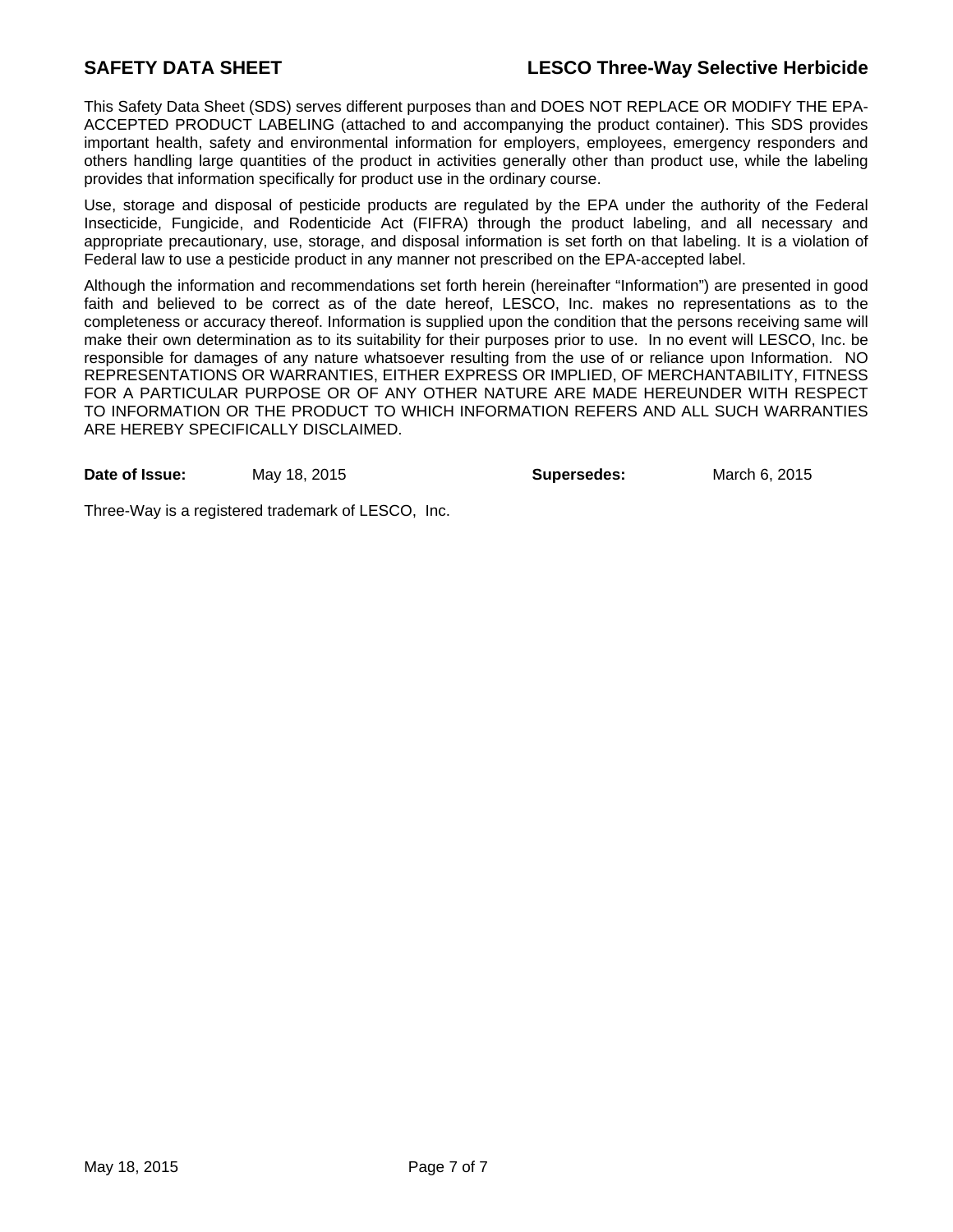This Safety Data Sheet (SDS) serves different purposes than and DOES NOT REPLACE OR MODIFY THE EPA-ACCEPTED PRODUCT LABELING (attached to and accompanying the product container). This SDS provides important health, safety and environmental information for employers, employees, emergency responders and others handling large quantities of the product in activities generally other than product use, while the labeling provides that information specifically for product use in the ordinary course.

Use, storage and disposal of pesticide products are regulated by the EPA under the authority of the Federal Insecticide, Fungicide, and Rodenticide Act (FIFRA) through the product labeling, and all necessary and appropriate precautionary, use, storage, and disposal information is set forth on that labeling. It is a violation of Federal law to use a pesticide product in any manner not prescribed on the EPA-accepted label.

Although the information and recommendations set forth herein (hereinafter "Information") are presented in good faith and believed to be correct as of the date hereof, LESCO, Inc. makes no representations as to the completeness or accuracy thereof. Information is supplied upon the condition that the persons receiving same will make their own determination as to its suitability for their purposes prior to use. In no event will LESCO, Inc. be responsible for damages of any nature whatsoever resulting from the use of or reliance upon Information. NO REPRESENTATIONS OR WARRANTIES, EITHER EXPRESS OR IMPLIED, OF MERCHANTABILITY, FITNESS FOR A PARTICULAR PURPOSE OR OF ANY OTHER NATURE ARE MADE HEREUNDER WITH RESPECT TO INFORMATION OR THE PRODUCT TO WHICH INFORMATION REFERS AND ALL SUCH WARRANTIES ARE HEREBY SPECIFICALLY DISCLAIMED.

**Date of Issue:** May 18, 2015 **Supersedes:** March 6, 2015

Three-Way is a registered trademark of LESCO, Inc.